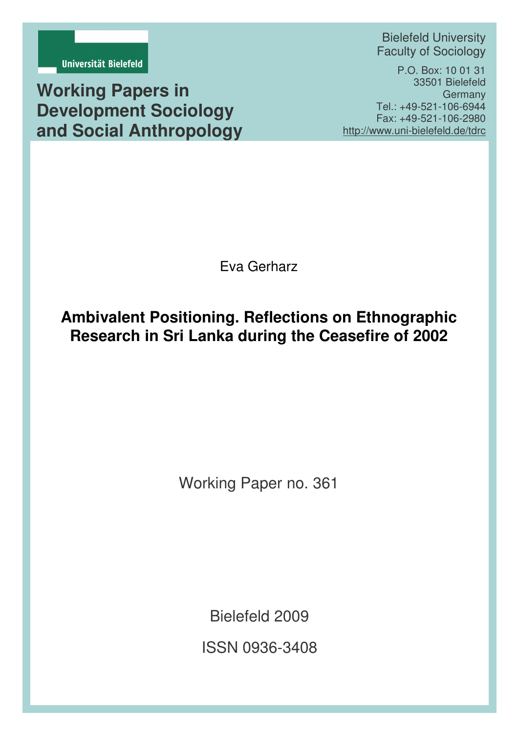Universität Bielefeld

# Working Papers in Development Sociology and Social Anthropology

Bielefeld University
Faculty of Sociology

P.O. Box: 10 01 31
33501 Bielefeld
Germany
Tel.: +49-521-106-6944
Fax: +49-521-106-2980
http://www.uni-bielefeld.de/tdrc

Eva Gerharz

## Ambivalent Positioning. Reflections on Ethnographic Research in Sri Lanka during the Ceasefire of 2002

Working Paper no. 361

Bielefeld 2009

ISSN 0936-3408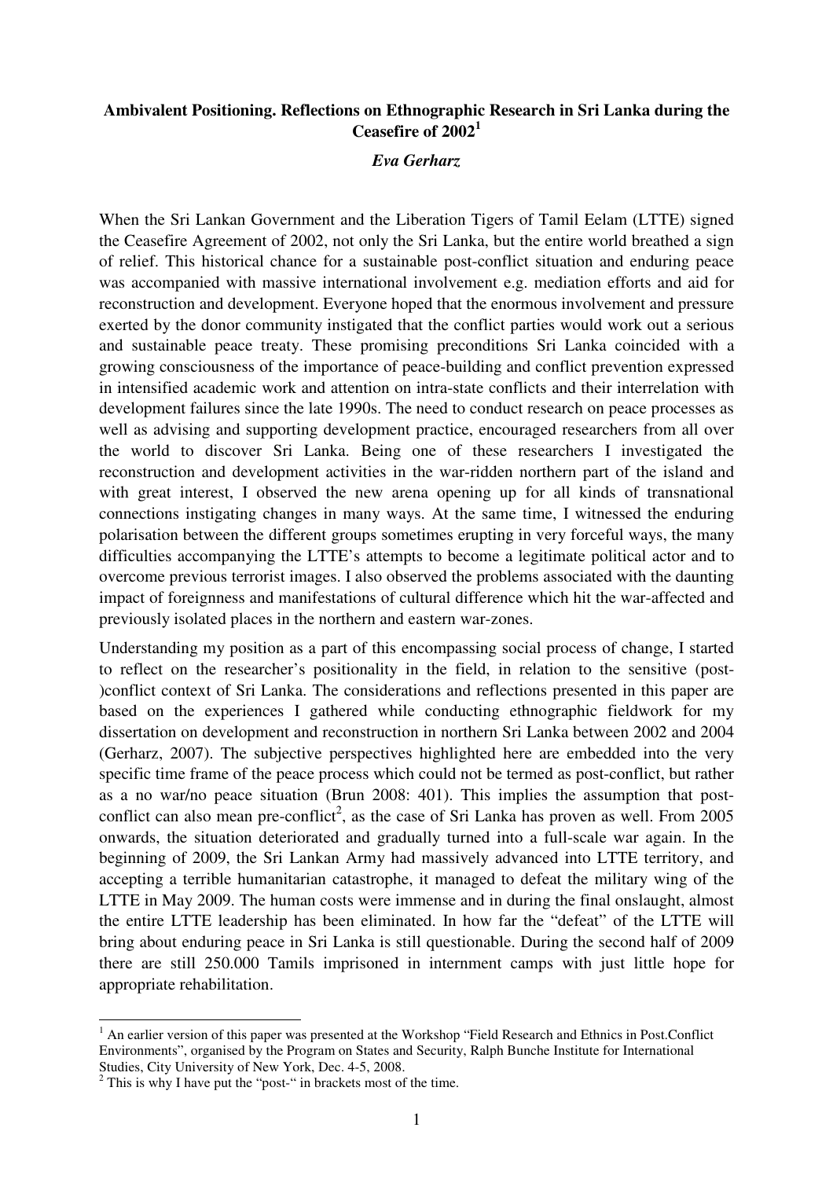**Ambivalent Positioning. Reflections on Ethnographic Research in Sri Lanka during the Ceasefire of 2002**[1]

***Eva Gerharz***

When the Sri Lankan Government and the Liberation Tigers of Tamil Eelam (LTTE) signed the Ceasefire Agreement of 2002, not only the Sri Lanka, but the entire world breathed a sign of relief. This historical chance for a sustainable post-conflict situation and enduring peace was accompanied with massive international involvement e.g. mediation efforts and aid for reconstruction and development. Everyone hoped that the enormous involvement and pressure exerted by the donor community instigated that the conflict parties would work out a serious and sustainable peace treaty. These promising preconditions Sri Lanka coincided with a growing consciousness of the importance of peace-building and conflict prevention expressed in intensified academic work and attention on intra-state conflicts and their interrelation with development failures since the late 1990s. The need to conduct research on peace processes as well as advising and supporting development practice, encouraged researchers from all over the world to discover Sri Lanka. Being one of these researchers I investigated the reconstruction and development activities in the war-ridden northern part of the island and with great interest, I observed the new arena opening up for all kinds of transnational connections instigating changes in many ways. At the same time, I witnessed the enduring polarisation between the different groups sometimes erupting in very forceful ways, the many difficulties accompanying the LTTE's attempts to become a legitimate political actor and to overcome previous terrorist images. I also observed the problems associated with the daunting impact of foreignness and manifestations of cultural difference which hit the war-affected and previously isolated places in the northern and eastern war-zones.

Understanding my position as a part of this encompassing social process of change, I started to reflect on the researcher's positionality in the field, in relation to the sensitive (post-)conflict context of Sri Lanka. The considerations and reflections presented in this paper are based on the experiences I gathered while conducting ethnographic fieldwork for my dissertation on development and reconstruction in northern Sri Lanka between 2002 and 2004 (Gerharz, 2007). The subjective perspectives highlighted here are embedded into the very specific time frame of the peace process which could not be termed as post-conflict, but rather as a no war/no peace situation (Brun 2008: 401). This implies the assumption that post-conflict can also mean pre-conflict[2], as the case of Sri Lanka has proven as well. From 2005 onwards, the situation deteriorated and gradually turned into a full-scale war again. In the beginning of 2009, the Sri Lankan Army had massively advanced into LTTE territory, and accepting a terrible humanitarian catastrophe, it managed to defeat the military wing of the LTTE in May 2009. The human costs were immense and in during the final onslaught, almost the entire LTTE leadership has been eliminated. In how far the "defeat" of the LTTE will bring about enduring peace in Sri Lanka is still questionable. During the second half of 2009 there are still 250.000 Tamils imprisoned in internment camps with just little hope for appropriate rehabilitation.

---

[1] An earlier version of this paper was presented at the Workshop "Field Research and Ethnics in Post.Conflict Environments", organised by the Program on States and Security, Ralph Bunche Institute for International Studies, City University of New York, Dec. 4-5, 2008.

[2] This is why I have put the "post-" in brackets most of the time.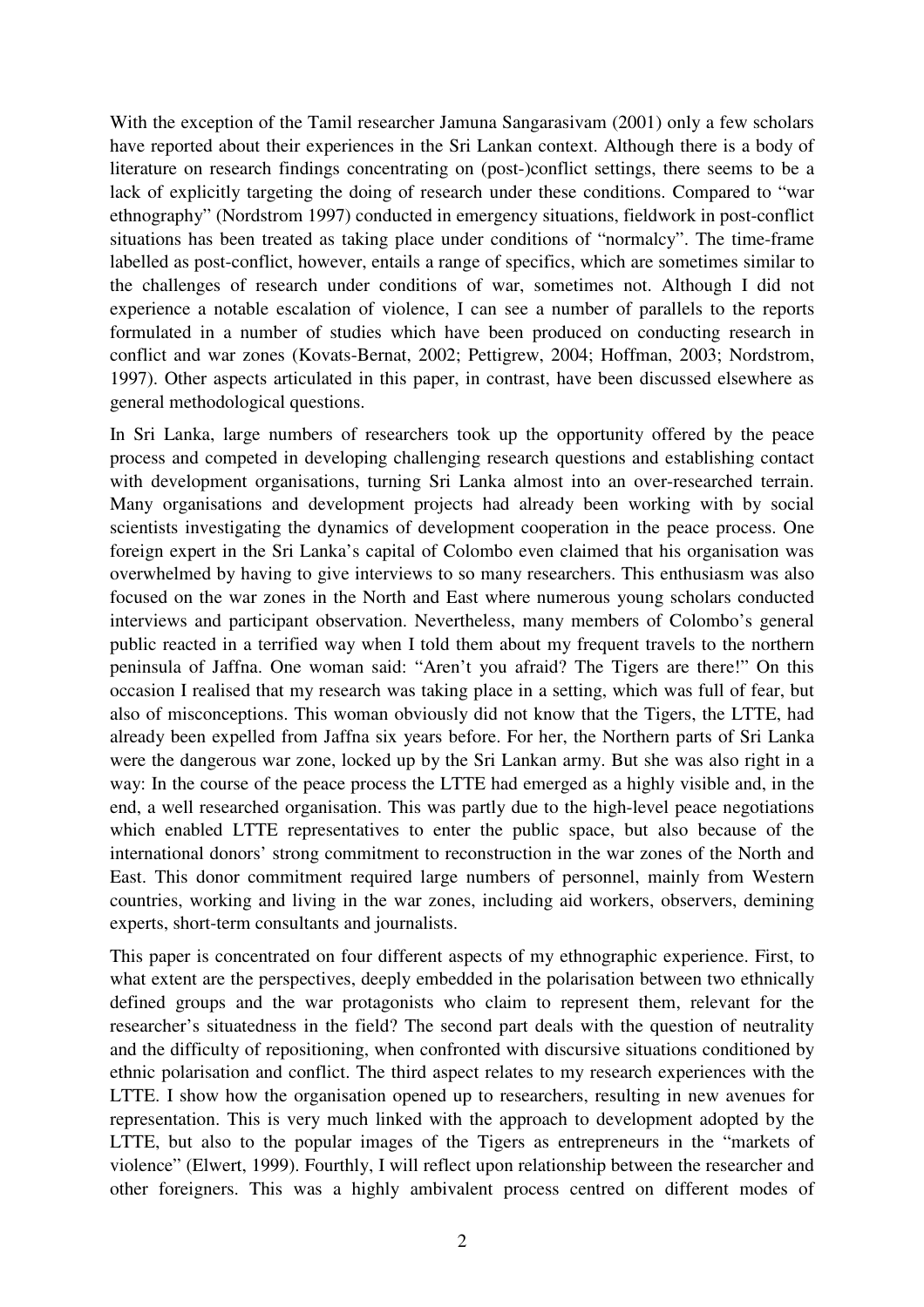With the exception of the Tamil researcher Jamuna Sangarasivam (2001) only a few scholars have reported about their experiences in the Sri Lankan context. Although there is a body of literature on research findings concentrating on (post-)conflict settings, there seems to be a lack of explicitly targeting the doing of research under these conditions. Compared to "war ethnography" (Nordstrom 1997) conducted in emergency situations, fieldwork in post-conflict situations has been treated as taking place under conditions of "normalcy". The time-frame labelled as post-conflict, however, entails a range of specifics, which are sometimes similar to the challenges of research under conditions of war, sometimes not. Although I did not experience a notable escalation of violence, I can see a number of parallels to the reports formulated in a number of studies which have been produced on conducting research in conflict and war zones (Kovats-Bernat, 2002; Pettigrew, 2004; Hoffman, 2003; Nordstrom, 1997). Other aspects articulated in this paper, in contrast, have been discussed elsewhere as general methodological questions.

In Sri Lanka, large numbers of researchers took up the opportunity offered by the peace process and competed in developing challenging research questions and establishing contact with development organisations, turning Sri Lanka almost into an over-researched terrain. Many organisations and development projects had already been working with by social scientists investigating the dynamics of development cooperation in the peace process. One foreign expert in the Sri Lanka's capital of Colombo even claimed that his organisation was overwhelmed by having to give interviews to so many researchers. This enthusiasm was also focused on the war zones in the North and East where numerous young scholars conducted interviews and participant observation. Nevertheless, many members of Colombo's general public reacted in a terrified way when I told them about my frequent travels to the northern peninsula of Jaffna. One woman said: "Aren't you afraid? The Tigers are there!" On this occasion I realised that my research was taking place in a setting, which was full of fear, but also of misconceptions. This woman obviously did not know that the Tigers, the LTTE, had already been expelled from Jaffna six years before. For her, the Northern parts of Sri Lanka were the dangerous war zone, locked up by the Sri Lankan army. But she was also right in a way: In the course of the peace process the LTTE had emerged as a highly visible and, in the end, a well researched organisation. This was partly due to the high-level peace negotiations which enabled LTTE representatives to enter the public space, but also because of the international donors' strong commitment to reconstruction in the war zones of the North and East. This donor commitment required large numbers of personnel, mainly from Western countries, working and living in the war zones, including aid workers, observers, demining experts, short-term consultants and journalists.

This paper is concentrated on four different aspects of my ethnographic experience. First, to what extent are the perspectives, deeply embedded in the polarisation between two ethnically defined groups and the war protagonists who claim to represent them, relevant for the researcher's situatedness in the field? The second part deals with the question of neutrality and the difficulty of repositioning, when confronted with discursive situations conditioned by ethnic polarisation and conflict. The third aspect relates to my research experiences with the LTTE. I show how the organisation opened up to researchers, resulting in new avenues for representation. This is very much linked with the approach to development adopted by the LTTE, but also to the popular images of the Tigers as entrepreneurs in the "markets of violence" (Elwert, 1999). Fourthly, I will reflect upon relationship between the researcher and other foreigners. This was a highly ambivalent process centred on different modes of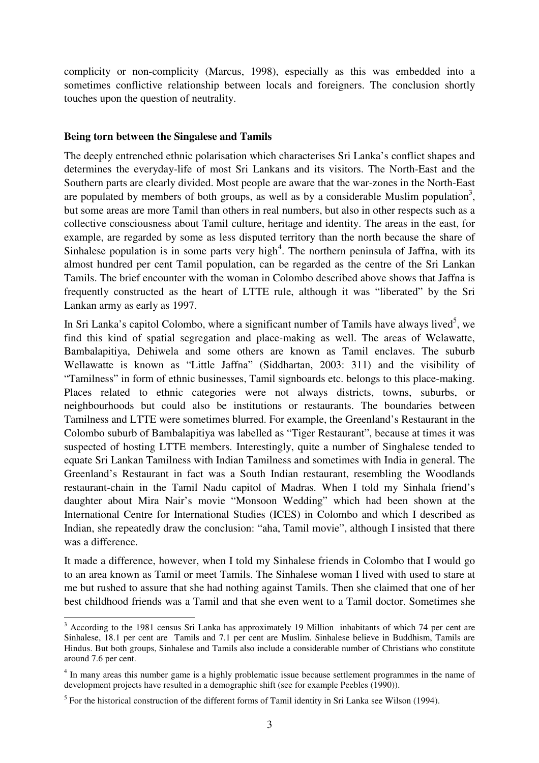complicity or non-complicity (Marcus, 1998), especially as this was embedded into a sometimes conflictive relationship between locals and foreigners. The conclusion shortly touches upon the question of neutrality.

**Being torn between the Singalese and Tamils**

The deeply entrenched ethnic polarisation which characterises Sri Lanka's conflict shapes and determines the everyday-life of most Sri Lankans and its visitors. The North-East and the Southern parts are clearly divided. Most people are aware that the war-zones in the North-East are populated by members of both groups, as well as by a considerable Muslim population[3], but some areas are more Tamil than others in real numbers, but also in other respects such as a collective consciousness about Tamil culture, heritage and identity. The areas in the east, for example, are regarded by some as less disputed territory than the north because the share of Sinhalese population is in some parts very high[4]. The northern peninsula of Jaffna, with its almost hundred per cent Tamil population, can be regarded as the centre of the Sri Lankan Tamils. The brief encounter with the woman in Colombo described above shows that Jaffna is frequently constructed as the heart of LTTE rule, although it was "liberated" by the Sri Lankan army as early as 1997.

In Sri Lanka's capitol Colombo, where a significant number of Tamils have always lived[5], we find this kind of spatial segregation and place-making as well. The areas of Welawatte, Bambalapitiya, Dehiwela and some others are known as Tamil enclaves. The suburb Wellawatte is known as "Little Jaffna" (Siddhartan, 2003: 311) and the visibility of "Tamilness" in form of ethnic businesses, Tamil signboards etc. belongs to this place-making. Places related to ethnic categories were not always districts, towns, suburbs, or neighbourhoods but could also be institutions or restaurants. The boundaries between Tamilness and LTTE were sometimes blurred. For example, the Greenland's Restaurant in the Colombo suburb of Bambalapitiya was labelled as "Tiger Restaurant", because at times it was suspected of hosting LTTE members. Interestingly, quite a number of Singhalese tended to equate Sri Lankan Tamilness with Indian Tamilness and sometimes with India in general. The Greenland's Restaurant in fact was a South Indian restaurant, resembling the Woodlands restaurant-chain in the Tamil Nadu capitol of Madras. When I told my Sinhala friend's daughter about Mira Nair's movie "Monsoon Wedding" which had been shown at the International Centre for International Studies (ICES) in Colombo and which I described as Indian, she repeatedly draw the conclusion: "aha, Tamil movie", although I insisted that there was a difference.

It made a difference, however, when I told my Sinhalese friends in Colombo that I would go to an area known as Tamil or meet Tamils. The Sinhalese woman I lived with used to stare at me but rushed to assure that she had nothing against Tamils. Then she claimed that one of her best childhood friends was a Tamil and that she even went to a Tamil doctor. Sometimes she

---

[3] According to the 1981 census Sri Lanka has approximately 19 Million inhabitants of which 74 per cent are Sinhalese, 18.1 per cent are Tamils and 7.1 per cent are Muslim. Sinhalese believe in Buddhism, Tamils are Hindus. But both groups, Sinhalese and Tamils also include a considerable number of Christians who constitute around 7.6 per cent.

[4] In many areas this number game is a highly problematic issue because settlement programmes in the name of development projects have resulted in a demographic shift (see for example Peebles (1990)).

[5] For the historical construction of the different forms of Tamil identity in Sri Lanka see Wilson (1994).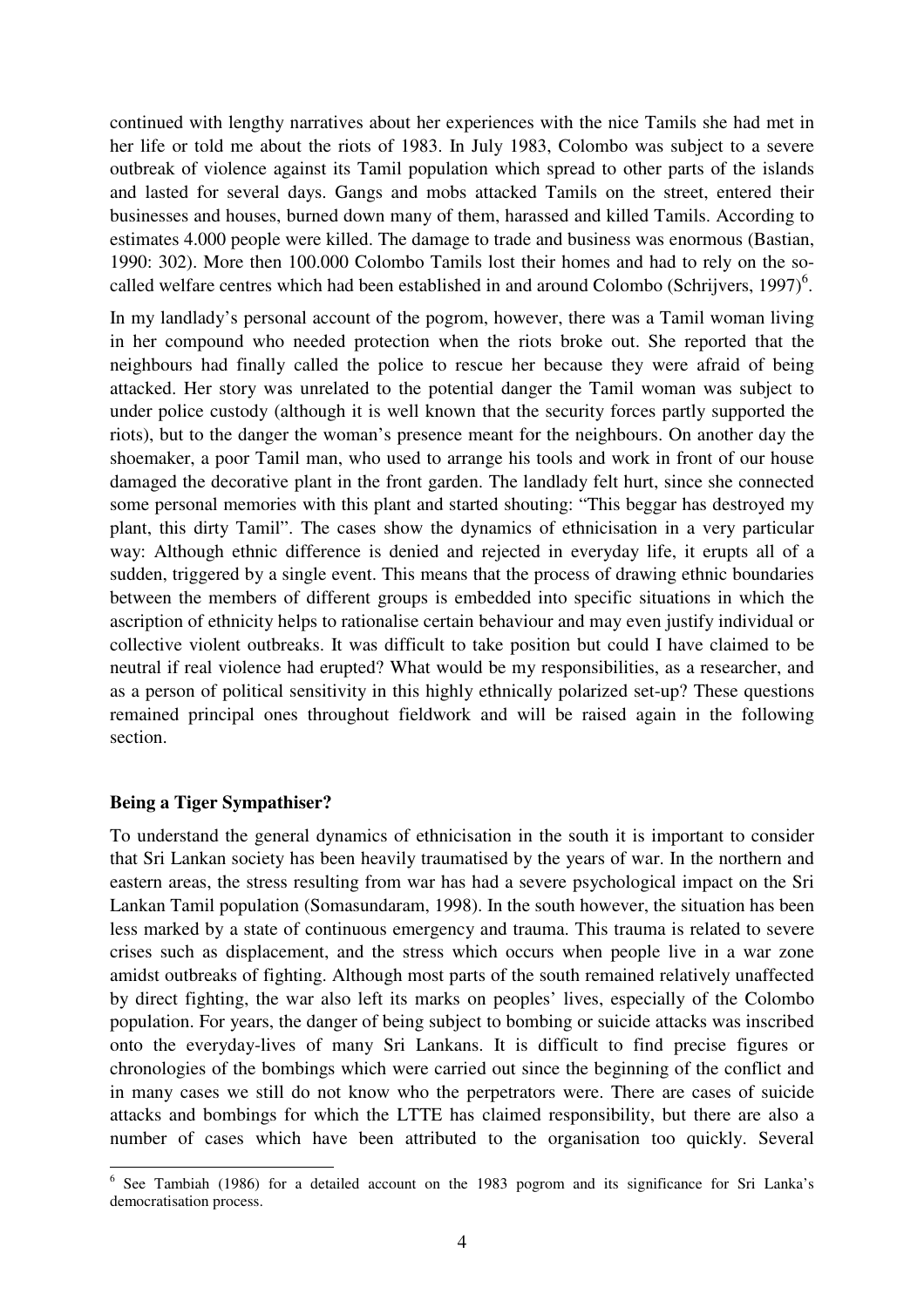continued with lengthy narratives about her experiences with the nice Tamils she had met in her life or told me about the riots of 1983. In July 1983, Colombo was subject to a severe outbreak of violence against its Tamil population which spread to other parts of the islands and lasted for several days. Gangs and mobs attacked Tamils on the street, entered their businesses and houses, burned down many of them, harassed and killed Tamils. According to estimates 4.000 people were killed. The damage to trade and business was enormous (Bastian, 1990: 302). More then 100.000 Colombo Tamils lost their homes and had to rely on the so-called welfare centres which had been established in and around Colombo (Schrijvers, 1997)[6].

In my landlady's personal account of the pogrom, however, there was a Tamil woman living in her compound who needed protection when the riots broke out. She reported that the neighbours had finally called the police to rescue her because they were afraid of being attacked. Her story was unrelated to the potential danger the Tamil woman was subject to under police custody (although it is well known that the security forces partly supported the riots), but to the danger the woman's presence meant for the neighbours. On another day the shoemaker, a poor Tamil man, who used to arrange his tools and work in front of our house damaged the decorative plant in the front garden. The landlady felt hurt, since she connected some personal memories with this plant and started shouting: "This beggar has destroyed my plant, this dirty Tamil". The cases show the dynamics of ethnicisation in a very particular way: Although ethnic difference is denied and rejected in everyday life, it erupts all of a sudden, triggered by a single event. This means that the process of drawing ethnic boundaries between the members of different groups is embedded into specific situations in which the ascription of ethnicity helps to rationalise certain behaviour and may even justify individual or collective violent outbreaks. It was difficult to take position but could I have claimed to be neutral if real violence had erupted? What would be my responsibilities, as a researcher, and as a person of political sensitivity in this highly ethnically polarized set-up? These questions remained principal ones throughout fieldwork and will be raised again in the following section.

**Being a Tiger Sympathiser?**

To understand the general dynamics of ethnicisation in the south it is important to consider that Sri Lankan society has been heavily traumatised by the years of war. In the northern and eastern areas, the stress resulting from war has had a severe psychological impact on the Sri Lankan Tamil population (Somasundaram, 1998). In the south however, the situation has been less marked by a state of continuous emergency and trauma. This trauma is related to severe crises such as displacement, and the stress which occurs when people live in a war zone amidst outbreaks of fighting. Although most parts of the south remained relatively unaffected by direct fighting, the war also left its marks on peoples' lives, especially of the Colombo population. For years, the danger of being subject to bombing or suicide attacks was inscribed onto the everyday-lives of many Sri Lankans. It is difficult to find precise figures or chronologies of the bombings which were carried out since the beginning of the conflict and in many cases we still do not know who the perpetrators were. There are cases of suicide attacks and bombings for which the LTTE has claimed responsibility, but there are also a number of cases which have been attributed to the organisation too quickly. Several

[6] See Tambiah (1986) for a detailed account on the 1983 pogrom and its significance for Sri Lanka's democratisation process.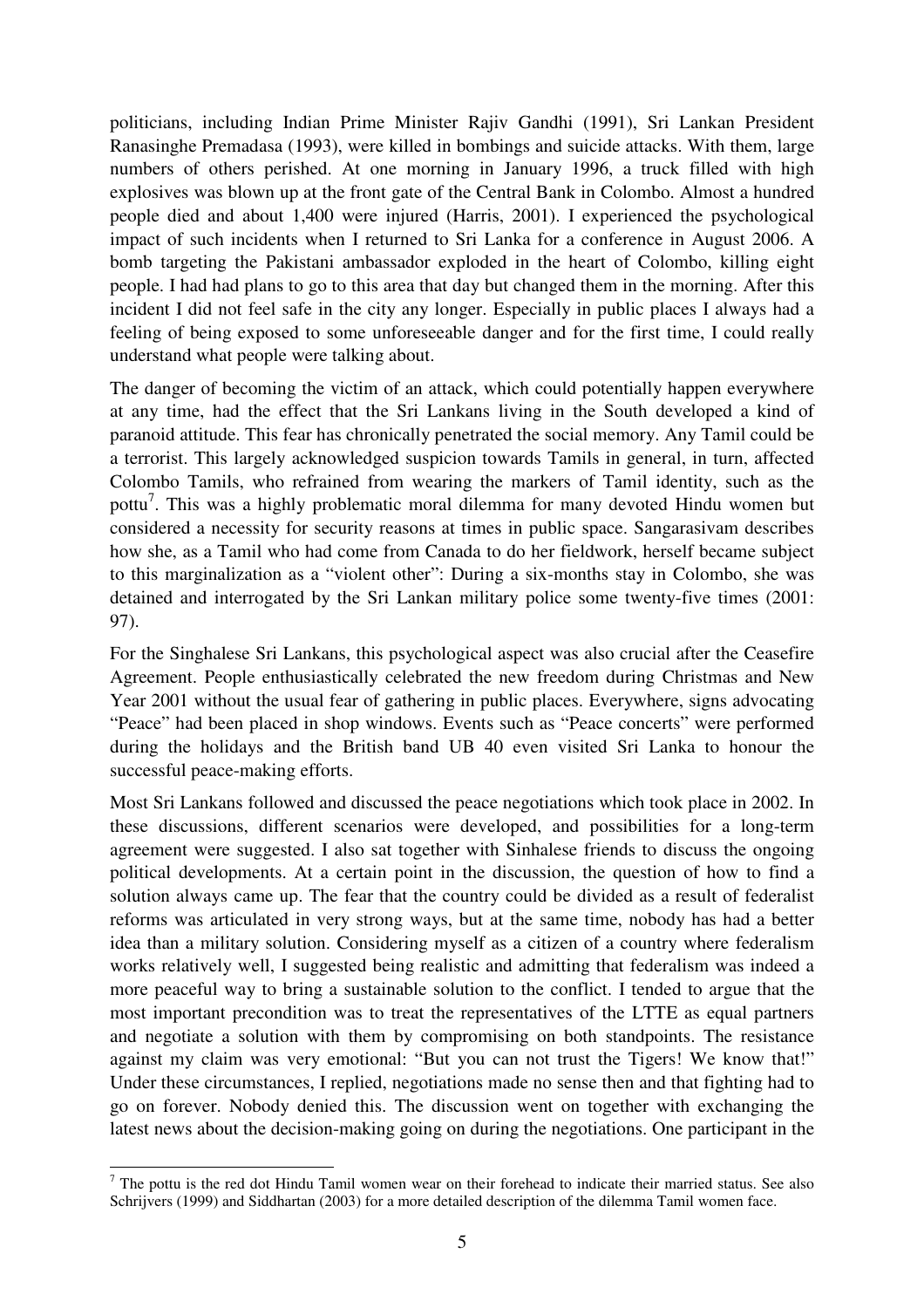politicians, including Indian Prime Minister Rajiv Gandhi (1991), Sri Lankan President Ranasinghe Premadasa (1993), were killed in bombings and suicide attacks. With them, large numbers of others perished. At one morning in January 1996, a truck filled with high explosives was blown up at the front gate of the Central Bank in Colombo. Almost a hundred people died and about 1,400 were injured (Harris, 2001). I experienced the psychological impact of such incidents when I returned to Sri Lanka for a conference in August 2006. A bomb targeting the Pakistani ambassador exploded in the heart of Colombo, killing eight people. I had had plans to go to this area that day but changed them in the morning. After this incident I did not feel safe in the city any longer. Especially in public places I always had a feeling of being exposed to some unforeseeable danger and for the first time, I could really understand what people were talking about.

The danger of becoming the victim of an attack, which could potentially happen everywhere at any time, had the effect that the Sri Lankans living in the South developed a kind of paranoid attitude. This fear has chronically penetrated the social memory. Any Tamil could be a terrorist. This largely acknowledged suspicion towards Tamils in general, in turn, affected Colombo Tamils, who refrained from wearing the markers of Tamil identity, such as the pottu[7]. This was a highly problematic moral dilemma for many devoted Hindu women but considered a necessity for security reasons at times in public space. Sangarasivam describes how she, as a Tamil who had come from Canada to do her fieldwork, herself became subject to this marginalization as a "violent other": During a six-months stay in Colombo, she was detained and interrogated by the Sri Lankan military police some twenty-five times (2001: 97).

For the Singhalese Sri Lankans, this psychological aspect was also crucial after the Ceasefire Agreement. People enthusiastically celebrated the new freedom during Christmas and New Year 2001 without the usual fear of gathering in public places. Everywhere, signs advocating "Peace" had been placed in shop windows. Events such as "Peace concerts" were performed during the holidays and the British band UB 40 even visited Sri Lanka to honour the successful peace-making efforts.

Most Sri Lankans followed and discussed the peace negotiations which took place in 2002. In these discussions, different scenarios were developed, and possibilities for a long-term agreement were suggested. I also sat together with Sinhalese friends to discuss the ongoing political developments. At a certain point in the discussion, the question of how to find a solution always came up. The fear that the country could be divided as a result of federalist reforms was articulated in very strong ways, but at the same time, nobody has had a better idea than a military solution. Considering myself as a citizen of a country where federalism works relatively well, I suggested being realistic and admitting that federalism was indeed a more peaceful way to bring a sustainable solution to the conflict. I tended to argue that the most important precondition was to treat the representatives of the LTTE as equal partners and negotiate a solution with them by compromising on both standpoints. The resistance against my claim was very emotional: "But you can not trust the Tigers! We know that!" Under these circumstances, I replied, negotiations made no sense then and that fighting had to go on forever. Nobody denied this. The discussion went on together with exchanging the latest news about the decision-making going on during the negotiations. One participant in the

[7] The pottu is the red dot Hindu Tamil women wear on their forehead to indicate their married status. See also Schrijvers (1999) and Siddhartan (2003) for a more detailed description of the dilemma Tamil women face.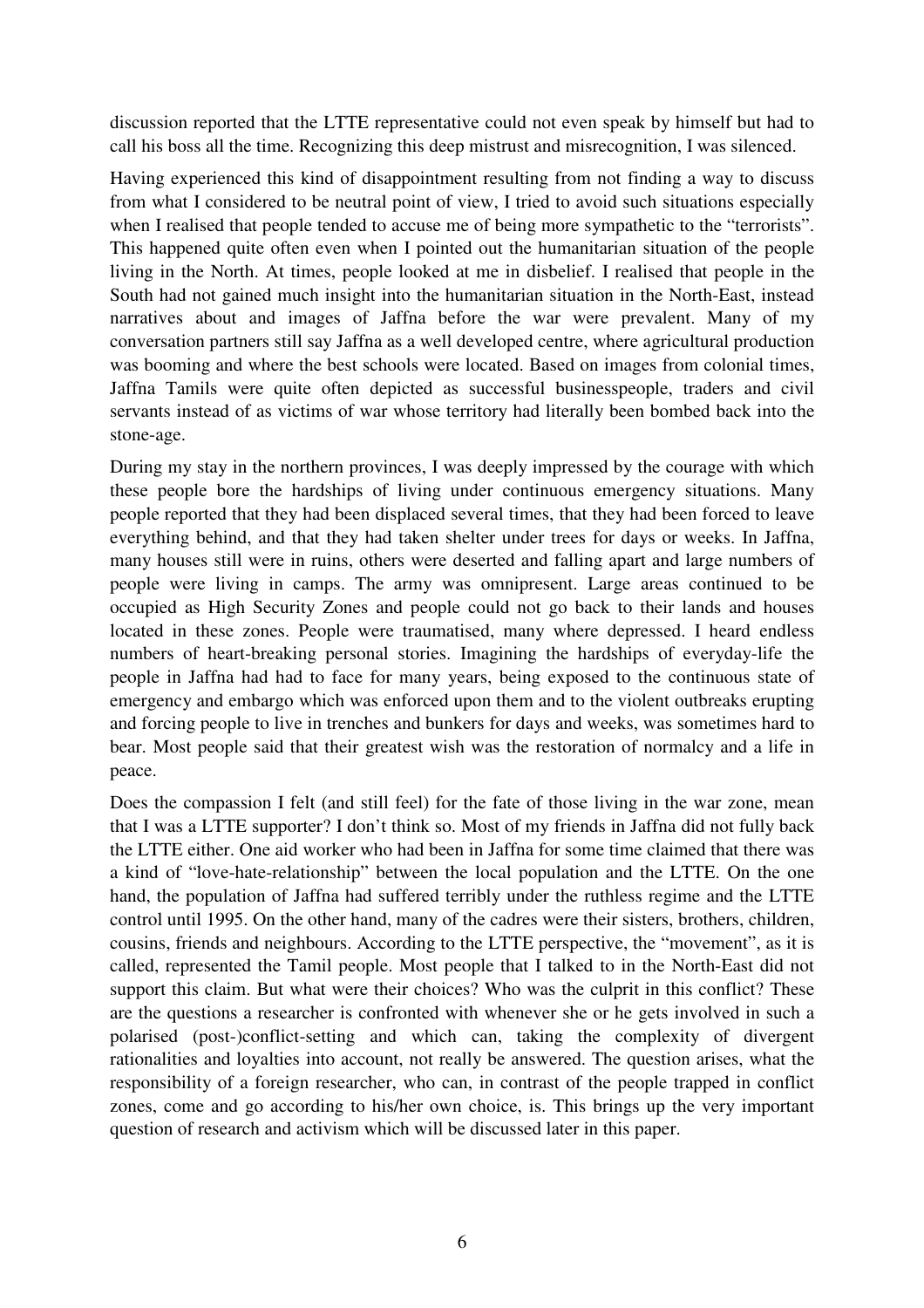discussion reported that the LTTE representative could not even speak by himself but had to call his boss all the time. Recognizing this deep mistrust and misrecognition, I was silenced.

Having experienced this kind of disappointment resulting from not finding a way to discuss from what I considered to be neutral point of view, I tried to avoid such situations especially when I realised that people tended to accuse me of being more sympathetic to the "terrorists". This happened quite often even when I pointed out the humanitarian situation of the people living in the North. At times, people looked at me in disbelief. I realised that people in the South had not gained much insight into the humanitarian situation in the North-East, instead narratives about and images of Jaffna before the war were prevalent. Many of my conversation partners still say Jaffna as a well developed centre, where agricultural production was booming and where the best schools were located. Based on images from colonial times, Jaffna Tamils were quite often depicted as successful businesspeople, traders and civil servants instead of as victims of war whose territory had literally been bombed back into the stone-age.

During my stay in the northern provinces, I was deeply impressed by the courage with which these people bore the hardships of living under continuous emergency situations. Many people reported that they had been displaced several times, that they had been forced to leave everything behind, and that they had taken shelter under trees for days or weeks. In Jaffna, many houses still were in ruins, others were deserted and falling apart and large numbers of people were living in camps. The army was omnipresent. Large areas continued to be occupied as High Security Zones and people could not go back to their lands and houses located in these zones. People were traumatised, many where depressed. I heard endless numbers of heart-breaking personal stories. Imagining the hardships of everyday-life the people in Jaffna had had to face for many years, being exposed to the continuous state of emergency and embargo which was enforced upon them and to the violent outbreaks erupting and forcing people to live in trenches and bunkers for days and weeks, was sometimes hard to bear. Most people said that their greatest wish was the restoration of normalcy and a life in peace.

Does the compassion I felt (and still feel) for the fate of those living in the war zone, mean that I was a LTTE supporter? I don't think so. Most of my friends in Jaffna did not fully back the LTTE either. One aid worker who had been in Jaffna for some time claimed that there was a kind of "love-hate-relationship" between the local population and the LTTE. On the one hand, the population of Jaffna had suffered terribly under the ruthless regime and the LTTE control until 1995. On the other hand, many of the cadres were their sisters, brothers, children, cousins, friends and neighbours. According to the LTTE perspective, the "movement", as it is called, represented the Tamil people. Most people that I talked to in the North-East did not support this claim. But what were their choices? Who was the culprit in this conflict? These are the questions a researcher is confronted with whenever she or he gets involved in such a polarised (post-)conflict-setting and which can, taking the complexity of divergent rationalities and loyalties into account, not really be answered. The question arises, what the responsibility of a foreign researcher, who can, in contrast of the people trapped in conflict zones, come and go according to his/her own choice, is. This brings up the very important question of research and activism which will be discussed later in this paper.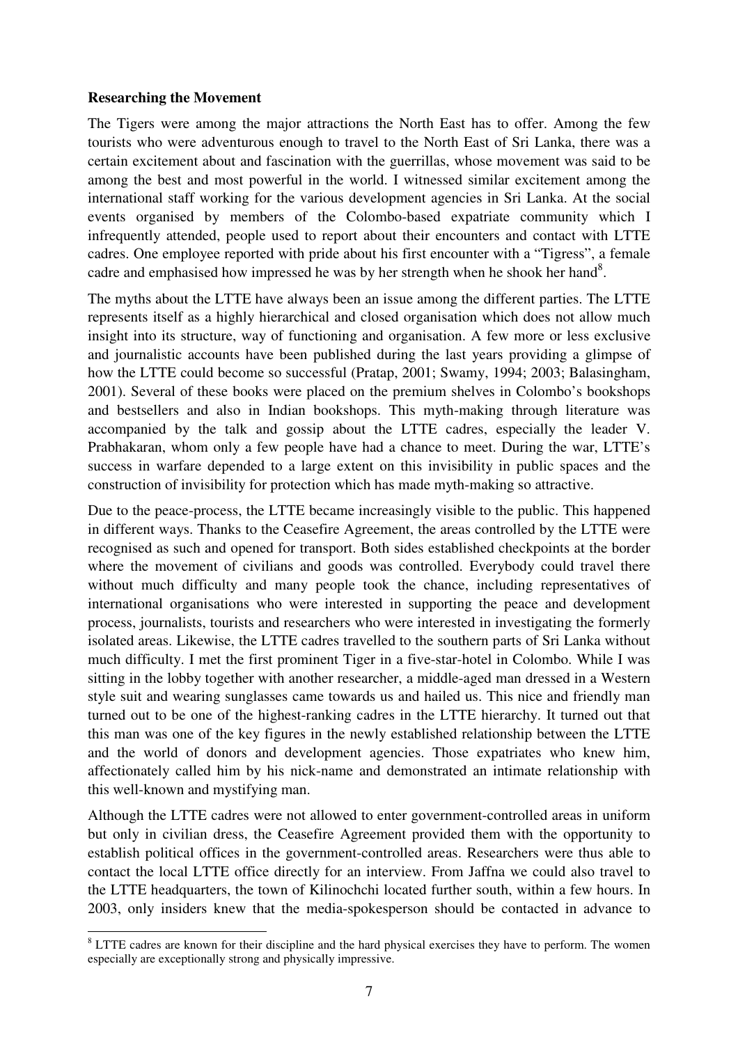**Researching the Movement**

The Tigers were among the major attractions the North East has to offer. Among the few tourists who were adventurous enough to travel to the North East of Sri Lanka, there was a certain excitement about and fascination with the guerrillas, whose movement was said to be among the best and most powerful in the world. I witnessed similar excitement among the international staff working for the various development agencies in Sri Lanka. At the social events organised by members of the Colombo-based expatriate community which I infrequently attended, people used to report about their encounters and contact with LTTE cadres. One employee reported with pride about his first encounter with a "Tigress", a female cadre and emphasised how impressed he was by her strength when he shook her hand[8].

The myths about the LTTE have always been an issue among the different parties. The LTTE represents itself as a highly hierarchical and closed organisation which does not allow much insight into its structure, way of functioning and organisation. A few more or less exclusive and journalistic accounts have been published during the last years providing a glimpse of how the LTTE could become so successful (Pratap, 2001; Swamy, 1994; 2003; Balasingham, 2001). Several of these books were placed on the premium shelves in Colombo's bookshops and bestsellers and also in Indian bookshops. This myth-making through literature was accompanied by the talk and gossip about the LTTE cadres, especially the leader V. Prabhakaran, whom only a few people have had a chance to meet. During the war, LTTE's success in warfare depended to a large extent on this invisibility in public spaces and the construction of invisibility for protection which has made myth-making so attractive.

Due to the peace-process, the LTTE became increasingly visible to the public. This happened in different ways. Thanks to the Ceasefire Agreement, the areas controlled by the LTTE were recognised as such and opened for transport. Both sides established checkpoints at the border where the movement of civilians and goods was controlled. Everybody could travel there without much difficulty and many people took the chance, including representatives of international organisations who were interested in supporting the peace and development process, journalists, tourists and researchers who were interested in investigating the formerly isolated areas. Likewise, the LTTE cadres travelled to the southern parts of Sri Lanka without much difficulty. I met the first prominent Tiger in a five-star-hotel in Colombo. While I was sitting in the lobby together with another researcher, a middle-aged man dressed in a Western style suit and wearing sunglasses came towards us and hailed us. This nice and friendly man turned out to be one of the highest-ranking cadres in the LTTE hierarchy. It turned out that this man was one of the key figures in the newly established relationship between the LTTE and the world of donors and development agencies. Those expatriates who knew him, affectionately called him by his nick-name and demonstrated an intimate relationship with this well-known and mystifying man.

Although the LTTE cadres were not allowed to enter government-controlled areas in uniform but only in civilian dress, the Ceasefire Agreement provided them with the opportunity to establish political offices in the government-controlled areas. Researchers were thus able to contact the local LTTE office directly for an interview. From Jaffna we could also travel to the LTTE headquarters, the town of Kilinochchi located further south, within a few hours. In 2003, only insiders knew that the media-spokesperson should be contacted in advance to

[8] LTTE cadres are known for their discipline and the hard physical exercises they have to perform. The women especially are exceptionally strong and physically impressive.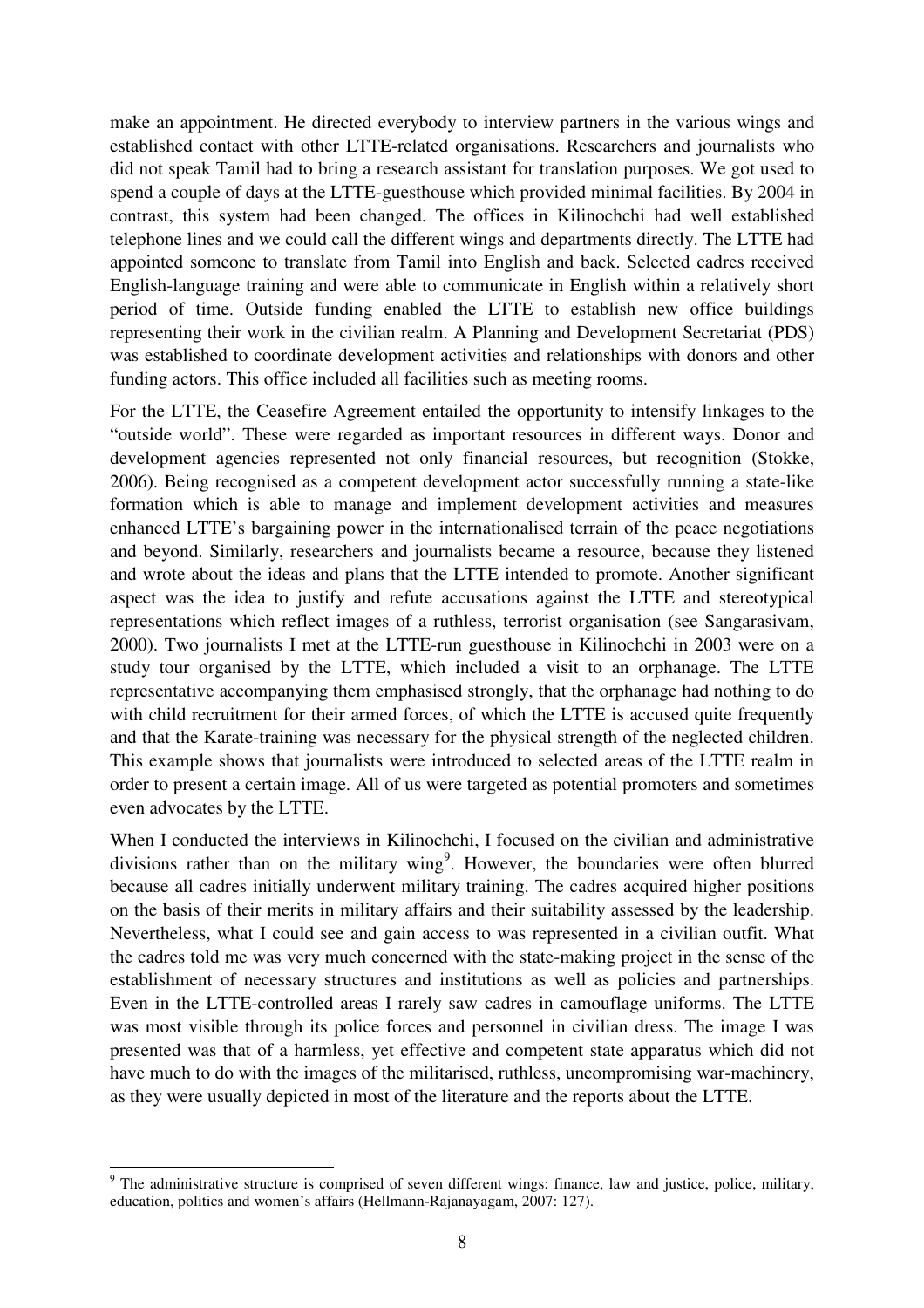make an appointment. He directed everybody to interview partners in the various wings and established contact with other LTTE-related organisations. Researchers and journalists who did not speak Tamil had to bring a research assistant for translation purposes. We got used to spend a couple of days at the LTTE-guesthouse which provided minimal facilities. By 2004 in contrast, this system had been changed. The offices in Kilinochchi had well established telephone lines and we could call the different wings and departments directly. The LTTE had appointed someone to translate from Tamil into English and back. Selected cadres received English-language training and were able to communicate in English within a relatively short period of time. Outside funding enabled the LTTE to establish new office buildings representing their work in the civilian realm. A Planning and Development Secretariat (PDS) was established to coordinate development activities and relationships with donors and other funding actors. This office included all facilities such as meeting rooms.

For the LTTE, the Ceasefire Agreement entailed the opportunity to intensify linkages to the "outside world". These were regarded as important resources in different ways. Donor and development agencies represented not only financial resources, but recognition (Stokke, 2006). Being recognised as a competent development actor successfully running a state-like formation which is able to manage and implement development activities and measures enhanced LTTE's bargaining power in the internationalised terrain of the peace negotiations and beyond. Similarly, researchers and journalists became a resource, because they listened and wrote about the ideas and plans that the LTTE intended to promote. Another significant aspect was the idea to justify and refute accusations against the LTTE and stereotypical representations which reflect images of a ruthless, terrorist organisation (see Sangarasivam, 2000). Two journalists I met at the LTTE-run guesthouse in Kilinochchi in 2003 were on a study tour organised by the LTTE, which included a visit to an orphanage. The LTTE representative accompanying them emphasised strongly, that the orphanage had nothing to do with child recruitment for their armed forces, of which the LTTE is accused quite frequently and that the Karate-training was necessary for the physical strength of the neglected children. This example shows that journalists were introduced to selected areas of the LTTE realm in order to present a certain image. All of us were targeted as potential promoters and sometimes even advocates by the LTTE.

When I conducted the interviews in Kilinochchi, I focused on the civilian and administrative divisions rather than on the military wing[9]. However, the boundaries were often blurred because all cadres initially underwent military training. The cadres acquired higher positions on the basis of their merits in military affairs and their suitability assessed by the leadership. Nevertheless, what I could see and gain access to was represented in a civilian outfit. What the cadres told me was very much concerned with the state-making project in the sense of the establishment of necessary structures and institutions as well as policies and partnerships. Even in the LTTE-controlled areas I rarely saw cadres in camouflage uniforms. The LTTE was most visible through its police forces and personnel in civilian dress. The image I was presented was that of a harmless, yet effective and competent state apparatus which did not have much to do with the images of the militarised, ruthless, uncompromising war-machinery, as they were usually depicted in most of the literature and the reports about the LTTE.

---

[9] The administrative structure is comprised of seven different wings: finance, law and justice, police, military, education, politics and women's affairs (Hellmann-Rajanayagam, 2007: 127).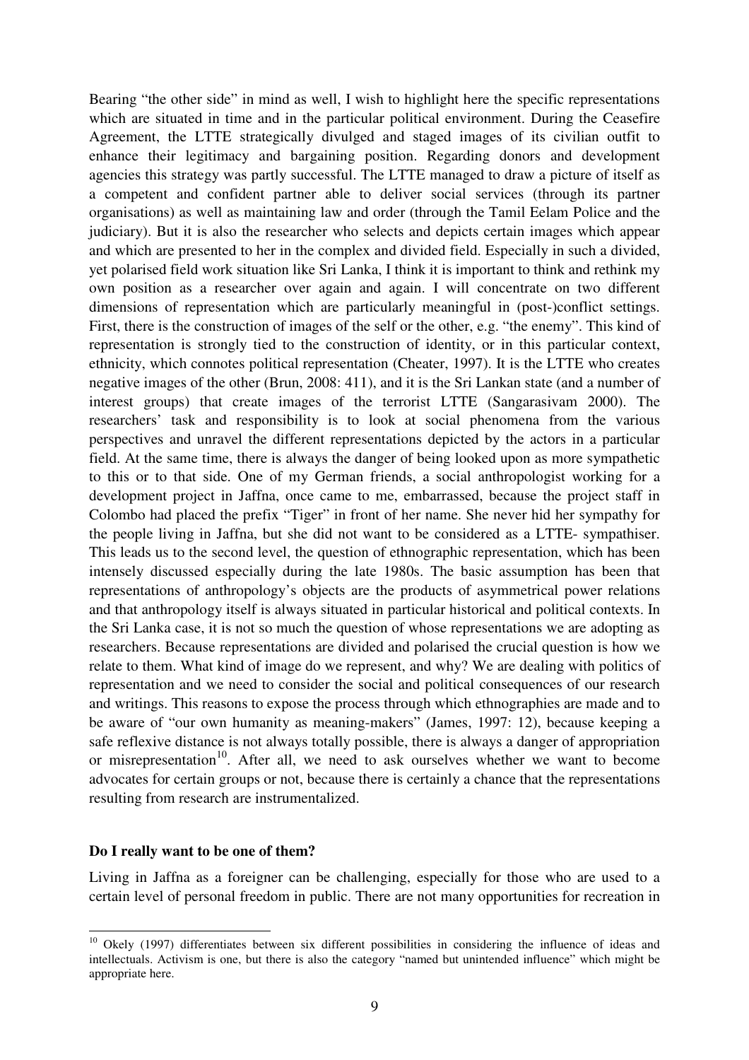Bearing "the other side" in mind as well, I wish to highlight here the specific representations which are situated in time and in the particular political environment. During the Ceasefire Agreement, the LTTE strategically divulged and staged images of its civilian outfit to enhance their legitimacy and bargaining position. Regarding donors and development agencies this strategy was partly successful. The LTTE managed to draw a picture of itself as a competent and confident partner able to deliver social services (through its partner organisations) as well as maintaining law and order (through the Tamil Eelam Police and the judiciary). But it is also the researcher who selects and depicts certain images which appear and which are presented to her in the complex and divided field. Especially in such a divided, yet polarised field work situation like Sri Lanka, I think it is important to think and rethink my own position as a researcher over again and again. I will concentrate on two different dimensions of representation which are particularly meaningful in (post-)conflict settings. First, there is the construction of images of the self or the other, e.g. "the enemy". This kind of representation is strongly tied to the construction of identity, or in this particular context, ethnicity, which connotes political representation (Cheater, 1997). It is the LTTE who creates negative images of the other (Brun, 2008: 411), and it is the Sri Lankan state (and a number of interest groups) that create images of the terrorist LTTE (Sangarasivam 2000). The researchers' task and responsibility is to look at social phenomena from the various perspectives and unravel the different representations depicted by the actors in a particular field. At the same time, there is always the danger of being looked upon as more sympathetic to this or to that side. One of my German friends, a social anthropologist working for a development project in Jaffna, once came to me, embarrassed, because the project staff in Colombo had placed the prefix "Tiger" in front of her name. She never hid her sympathy for the people living in Jaffna, but she did not want to be considered as a LTTE- sympathiser. This leads us to the second level, the question of ethnographic representation, which has been intensely discussed especially during the late 1980s. The basic assumption has been that representations of anthropology's objects are the products of asymmetrical power relations and that anthropology itself is always situated in particular historical and political contexts. In the Sri Lanka case, it is not so much the question of whose representations we are adopting as researchers. Because representations are divided and polarised the crucial question is how we relate to them. What kind of image do we represent, and why? We are dealing with politics of representation and we need to consider the social and political consequences of our research and writings. This reasons to expose the process through which ethnographies are made and to be aware of "our own humanity as meaning-makers" (James, 1997: 12), because keeping a safe reflexive distance is not always totally possible, there is always a danger of appropriation or misrepresentation[10]. After all, we need to ask ourselves whether we want to become advocates for certain groups or not, because there is certainly a chance that the representations resulting from research are instrumentalized.

**Do I really want to be one of them?**

Living in Jaffna as a foreigner can be challenging, especially for those who are used to a certain level of personal freedom in public. There are not many opportunities for recreation in

[10] Okely (1997) differentiates between six different possibilities in considering the influence of ideas and intellectuals. Activism is one, but there is also the category "named but unintended influence" which might be appropriate here.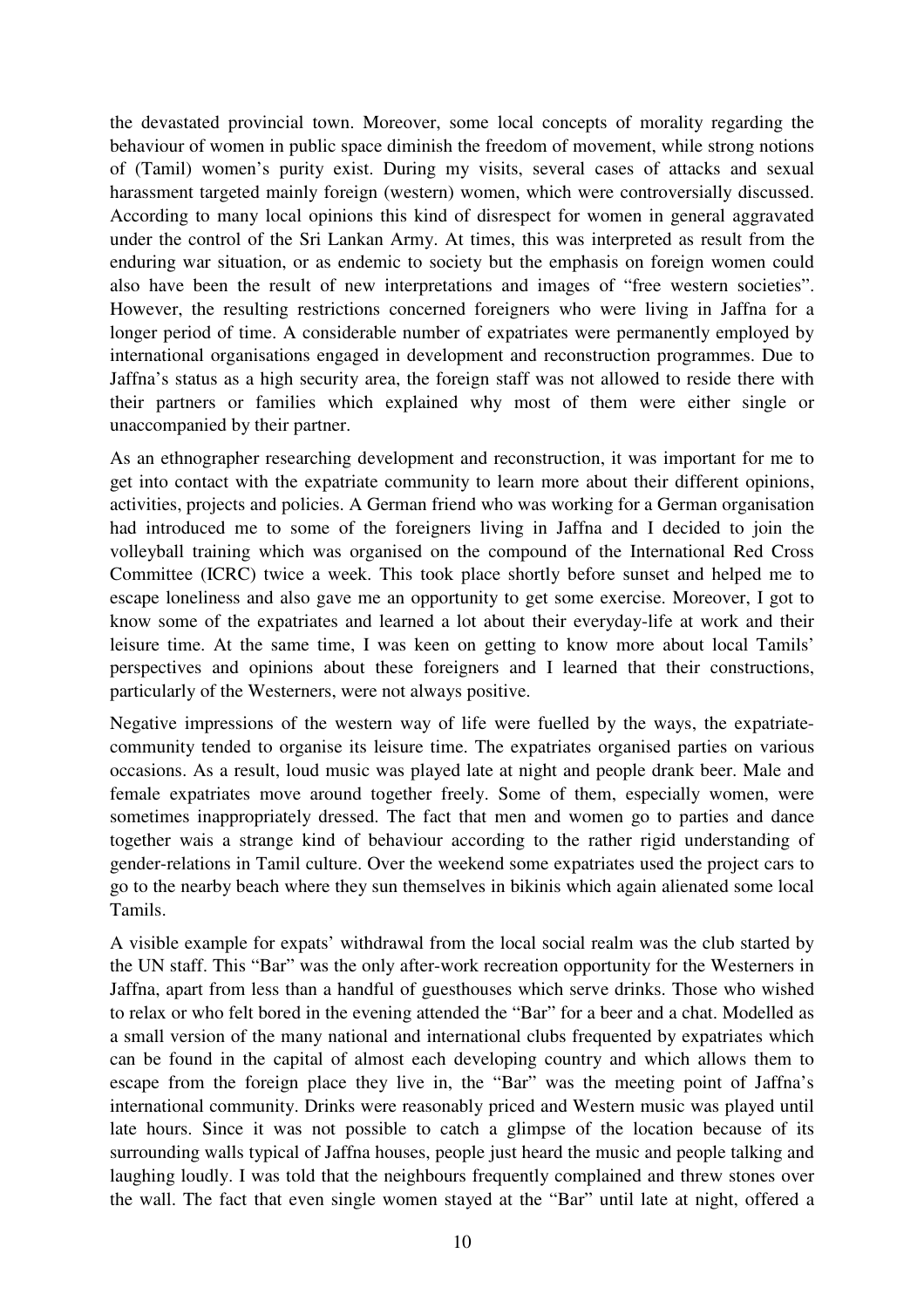the devastated provincial town. Moreover, some local concepts of morality regarding the behaviour of women in public space diminish the freedom of movement, while strong notions of (Tamil) women's purity exist. During my visits, several cases of attacks and sexual harassment targeted mainly foreign (western) women, which were controversially discussed. According to many local opinions this kind of disrespect for women in general aggravated under the control of the Sri Lankan Army. At times, this was interpreted as result from the enduring war situation, or as endemic to society but the emphasis on foreign women could also have been the result of new interpretations and images of "free western societies". However, the resulting restrictions concerned foreigners who were living in Jaffna for a longer period of time. A considerable number of expatriates were permanently employed by international organisations engaged in development and reconstruction programmes. Due to Jaffna's status as a high security area, the foreign staff was not allowed to reside there with their partners or families which explained why most of them were either single or unaccompanied by their partner.

As an ethnographer researching development and reconstruction, it was important for me to get into contact with the expatriate community to learn more about their different opinions, activities, projects and policies. A German friend who was working for a German organisation had introduced me to some of the foreigners living in Jaffna and I decided to join the volleyball training which was organised on the compound of the International Red Cross Committee (ICRC) twice a week. This took place shortly before sunset and helped me to escape loneliness and also gave me an opportunity to get some exercise. Moreover, I got to know some of the expatriates and learned a lot about their everyday-life at work and their leisure time. At the same time, I was keen on getting to know more about local Tamils' perspectives and opinions about these foreigners and I learned that their constructions, particularly of the Westerners, were not always positive.

Negative impressions of the western way of life were fuelled by the ways, the expatriate-community tended to organise its leisure time. The expatriates organised parties on various occasions. As a result, loud music was played late at night and people drank beer. Male and female expatriates move around together freely. Some of them, especially women, were sometimes inappropriately dressed. The fact that men and women go to parties and dance together wais a strange kind of behaviour according to the rather rigid understanding of gender-relations in Tamil culture. Over the weekend some expatriates used the project cars to go to the nearby beach where they sun themselves in bikinis which again alienated some local Tamils.

A visible example for expats' withdrawal from the local social realm was the club started by the UN staff. This "Bar" was the only after-work recreation opportunity for the Westerners in Jaffna, apart from less than a handful of guesthouses which serve drinks. Those who wished to relax or who felt bored in the evening attended the "Bar" for a beer and a chat. Modelled as a small version of the many national and international clubs frequented by expatriates which can be found in the capital of almost each developing country and which allows them to escape from the foreign place they live in, the "Bar" was the meeting point of Jaffna's international community. Drinks were reasonably priced and Western music was played until late hours. Since it was not possible to catch a glimpse of the location because of its surrounding walls typical of Jaffna houses, people just heard the music and people talking and laughing loudly. I was told that the neighbours frequently complained and threw stones over the wall. The fact that even single women stayed at the "Bar" until late at night, offered a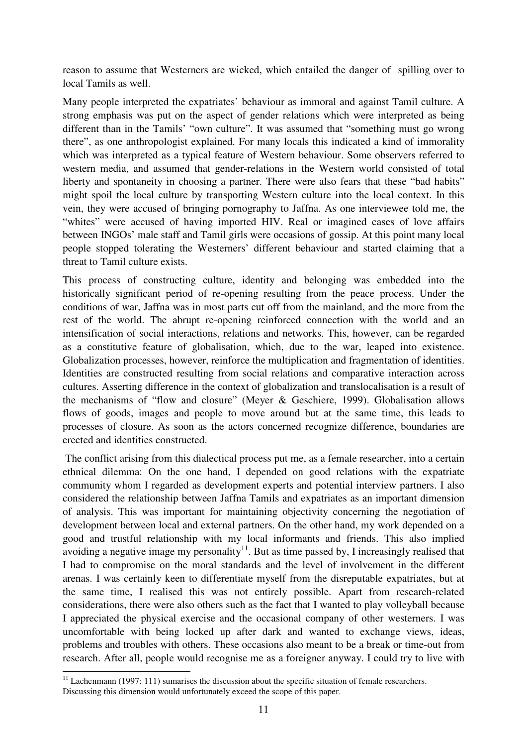reason to assume that Westerners are wicked, which entailed the danger of spilling over to local Tamils as well.

Many people interpreted the expatriates' behaviour as immoral and against Tamil culture. A strong emphasis was put on the aspect of gender relations which were interpreted as being different than in the Tamils' "own culture". It was assumed that "something must go wrong there", as one anthropologist explained. For many locals this indicated a kind of immorality which was interpreted as a typical feature of Western behaviour. Some observers referred to western media, and assumed that gender-relations in the Western world consisted of total liberty and spontaneity in choosing a partner. There were also fears that these "bad habits" might spoil the local culture by transporting Western culture into the local context. In this vein, they were accused of bringing pornography to Jaffna. As one interviewee told me, the "whites" were accused of having imported HIV. Real or imagined cases of love affairs between INGOs' male staff and Tamil girls were occasions of gossip. At this point many local people stopped tolerating the Westerners' different behaviour and started claiming that a threat to Tamil culture exists.

This process of constructing culture, identity and belonging was embedded into the historically significant period of re-opening resulting from the peace process. Under the conditions of war, Jaffna was in most parts cut off from the mainland, and the more from the rest of the world. The abrupt re-opening reinforced connection with the world and an intensification of social interactions, relations and networks. This, however, can be regarded as a constitutive feature of globalisation, which, due to the war, leaped into existence. Globalization processes, however, reinforce the multiplication and fragmentation of identities. Identities are constructed resulting from social relations and comparative interaction across cultures. Asserting difference in the context of globalization and translocalisation is a result of the mechanisms of "flow and closure" (Meyer & Geschiere, 1999). Globalisation allows flows of goods, images and people to move around but at the same time, this leads to processes of closure. As soon as the actors concerned recognize difference, boundaries are erected and identities constructed.

The conflict arising from this dialectical process put me, as a female researcher, into a certain ethnical dilemma: On the one hand, I depended on good relations with the expatriate community whom I regarded as development experts and potential interview partners. I also considered the relationship between Jaffna Tamils and expatriates as an important dimension of analysis. This was important for maintaining objectivity concerning the negotiation of development between local and external partners. On the other hand, my work depended on a good and trustful relationship with my local informants and friends. This also implied avoiding a negative image my personality[11]. But as time passed by, I increasingly realised that I had to compromise on the moral standards and the level of involvement in the different arenas. I was certainly keen to differentiate myself from the disreputable expatriates, but at the same time, I realised this was not entirely possible. Apart from research-related considerations, there were also others such as the fact that I wanted to play volleyball because I appreciated the physical exercise and the occasional company of other westerners. I was uncomfortable with being locked up after dark and wanted to exchange views, ideas, problems and troubles with others. These occasions also meant to be a break or time-out from research. After all, people would recognise me as a foreigner anyway. I could try to live with

[11] Lachenmann (1997: 111) sumarises the discussion about the specific situation of female researchers. Discussing this dimension would unfortunately exceed the scope of this paper.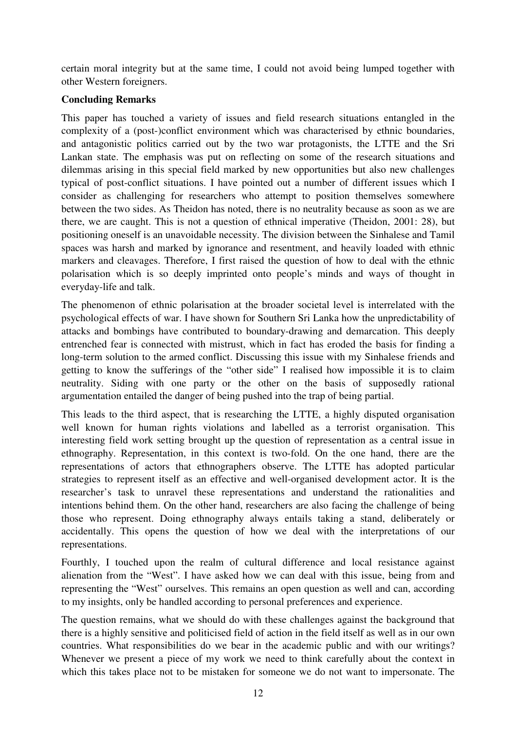certain moral integrity but at the same time, I could not avoid being lumped together with other Western foreigners.

**Concluding Remarks**

This paper has touched a variety of issues and field research situations entangled in the complexity of a (post-)conflict environment which was characterised by ethnic boundaries, and antagonistic politics carried out by the two war protagonists, the LTTE and the Sri Lankan state. The emphasis was put on reflecting on some of the research situations and dilemmas arising in this special field marked by new opportunities but also new challenges typical of post-conflict situations. I have pointed out a number of different issues which I consider as challenging for researchers who attempt to position themselves somewhere between the two sides. As Theidon has noted, there is no neutrality because as soon as we are there, we are caught. This is not a question of ethnical imperative (Theidon, 2001: 28), but positioning oneself is an unavoidable necessity. The division between the Sinhalese and Tamil spaces was harsh and marked by ignorance and resentment, and heavily loaded with ethnic markers and cleavages. Therefore, I first raised the question of how to deal with the ethnic polarisation which is so deeply imprinted onto people's minds and ways of thought in everyday-life and talk.

The phenomenon of ethnic polarisation at the broader societal level is interrelated with the psychological effects of war. I have shown for Southern Sri Lanka how the unpredictability of attacks and bombings have contributed to boundary-drawing and demarcation. This deeply entrenched fear is connected with mistrust, which in fact has eroded the basis for finding a long-term solution to the armed conflict. Discussing this issue with my Sinhalese friends and getting to know the sufferings of the "other side" I realised how impossible it is to claim neutrality. Siding with one party or the other on the basis of supposedly rational argumentation entailed the danger of being pushed into the trap of being partial.

This leads to the third aspect, that is researching the LTTE, a highly disputed organisation well known for human rights violations and labelled as a terrorist organisation. This interesting field work setting brought up the question of representation as a central issue in ethnography. Representation, in this context is two-fold. On the one hand, there are the representations of actors that ethnographers observe. The LTTE has adopted particular strategies to represent itself as an effective and well-organised development actor. It is the researcher's task to unravel these representations and understand the rationalities and intentions behind them. On the other hand, researchers are also facing the challenge of being those who represent. Doing ethnography always entails taking a stand, deliberately or accidentally. This opens the question of how we deal with the interpretations of our representations.

Fourthly, I touched upon the realm of cultural difference and local resistance against alienation from the "West". I have asked how we can deal with this issue, being from and representing the "West" ourselves. This remains an open question as well and can, according to my insights, only be handled according to personal preferences and experience.

The question remains, what we should do with these challenges against the background that there is a highly sensitive and politicised field of action in the field itself as well as in our own countries. What responsibilities do we bear in the academic public and with our writings? Whenever we present a piece of my work we need to think carefully about the context in which this takes place not to be mistaken for someone we do not want to impersonate. The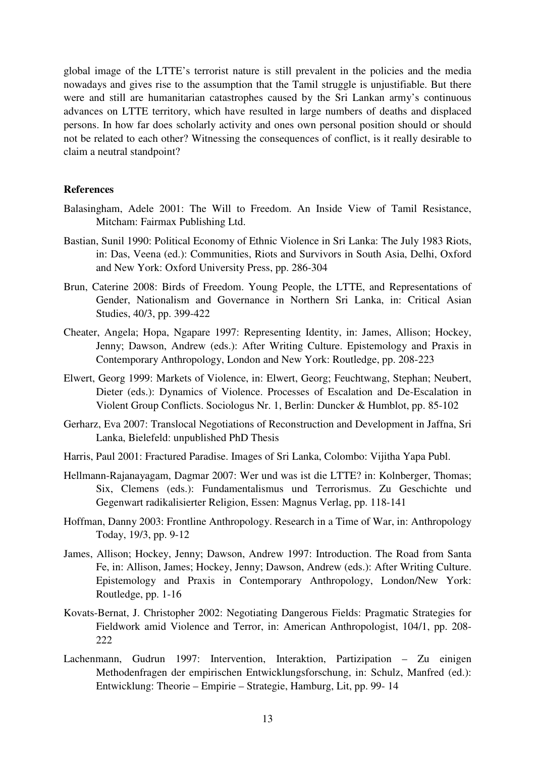global image of the LTTE's terrorist nature is still prevalent in the policies and the media nowadays and gives rise to the assumption that the Tamil struggle is unjustifiable. But there were and still are humanitarian catastrophes caused by the Sri Lankan army's continuous advances on LTTE territory, which have resulted in large numbers of deaths and displaced persons. In how far does scholarly activity and ones own personal position should or should not be related to each other? Witnessing the consequences of conflict, is it really desirable to claim a neutral standpoint?

**References**

Balasingham, Adele 2001: The Will to Freedom. An Inside View of Tamil Resistance, Mitcham: Fairmax Publishing Ltd.

Bastian, Sunil 1990: Political Economy of Ethnic Violence in Sri Lanka: The July 1983 Riots, in: Das, Veena (ed.): Communities, Riots and Survivors in South Asia, Delhi, Oxford and New York: Oxford University Press, pp. 286-304

Brun, Caterine 2008: Birds of Freedom. Young People, the LTTE, and Representations of Gender, Nationalism and Governance in Northern Sri Lanka, in: Critical Asian Studies, 40/3, pp. 399-422

Cheater, Angela; Hopa, Ngapare 1997: Representing Identity, in: James, Allison; Hockey, Jenny; Dawson, Andrew (eds.): After Writing Culture. Epistemology and Praxis in Contemporary Anthropology, London and New York: Routledge, pp. 208-223

Elwert, Georg 1999: Markets of Violence, in: Elwert, Georg; Feuchtwang, Stephan; Neubert, Dieter (eds.): Dynamics of Violence. Processes of Escalation and De-Escalation in Violent Group Conflicts. Sociologus Nr. 1, Berlin: Duncker & Humblot, pp. 85-102

Gerharz, Eva 2007: Translocal Negotiations of Reconstruction and Development in Jaffna, Sri Lanka, Bielefeld: unpublished PhD Thesis

Harris, Paul 2001: Fractured Paradise. Images of Sri Lanka, Colombo: Vijitha Yapa Publ.

Hellmann-Rajanayagam, Dagmar 2007: Wer und was ist die LTTE? in: Kolnberger, Thomas; Six, Clemens (eds.): Fundamentalismus und Terrorismus. Zu Geschichte und Gegenwart radikalisierter Religion, Essen: Magnus Verlag, pp. 118-141

Hoffman, Danny 2003: Frontline Anthropology. Research in a Time of War, in: Anthropology Today, 19/3, pp. 9-12

James, Allison; Hockey, Jenny; Dawson, Andrew 1997: Introduction. The Road from Santa Fe, in: Allison, James; Hockey, Jenny; Dawson, Andrew (eds.): After Writing Culture. Epistemology and Praxis in Contemporary Anthropology, London/New York: Routledge, pp. 1-16

Kovats-Bernat, J. Christopher 2002: Negotiating Dangerous Fields: Pragmatic Strategies for Fieldwork amid Violence and Terror, in: American Anthropologist, 104/1, pp. 208-222

Lachenmann, Gudrun 1997: Intervention, Interaktion, Partizipation – Zu einigen Methodenfragen der empirischen Entwicklungsforschung, in: Schulz, Manfred (ed.): Entwicklung: Theorie – Empirie – Strategie, Hamburg, Lit, pp. 99- 14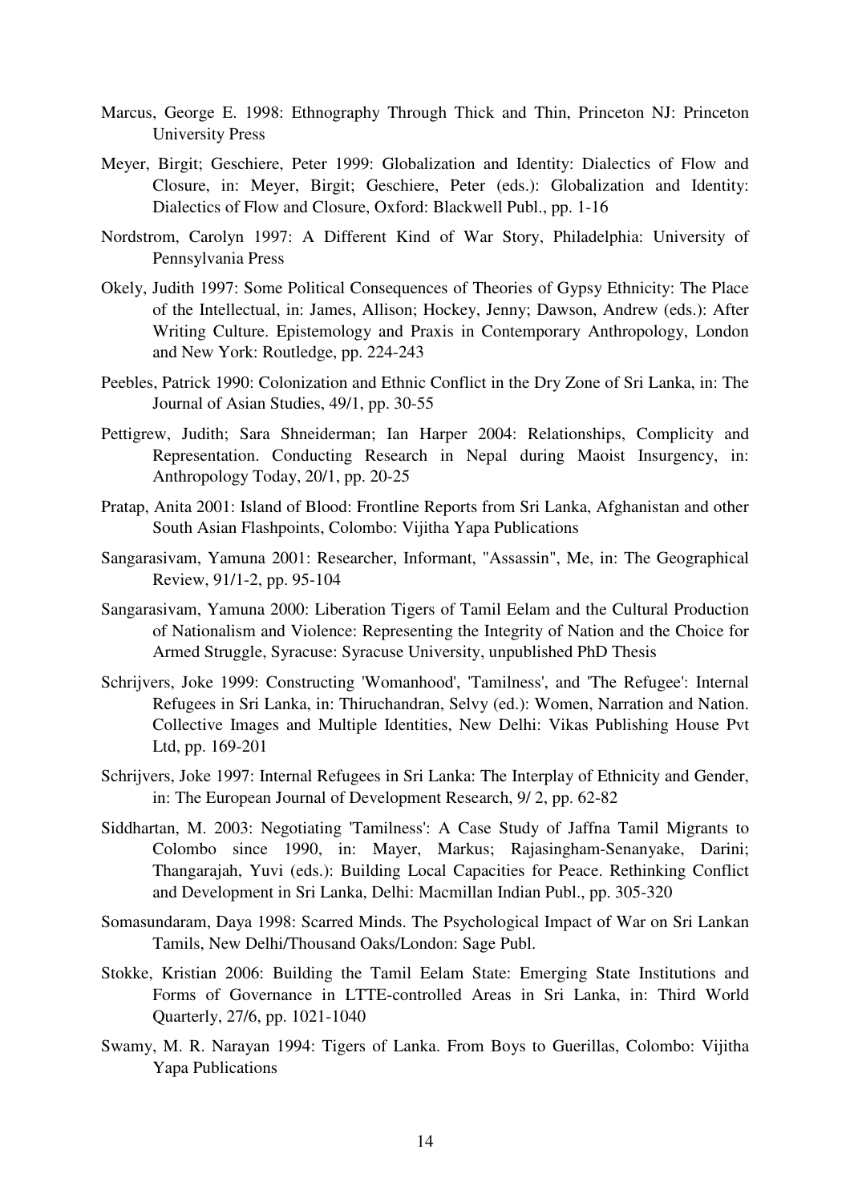Marcus, George E. 1998: Ethnography Through Thick and Thin, Princeton NJ: Princeton University Press

Meyer, Birgit; Geschiere, Peter 1999: Globalization and Identity: Dialectics of Flow and Closure, in: Meyer, Birgit; Geschiere, Peter (eds.): Globalization and Identity: Dialectics of Flow and Closure, Oxford: Blackwell Publ., pp. 1-16

Nordstrom, Carolyn 1997: A Different Kind of War Story, Philadelphia: University of Pennsylvania Press

Okely, Judith 1997: Some Political Consequences of Theories of Gypsy Ethnicity: The Place of the Intellectual, in: James, Allison; Hockey, Jenny; Dawson, Andrew (eds.): After Writing Culture. Epistemology and Praxis in Contemporary Anthropology, London and New York: Routledge, pp. 224-243

Peebles, Patrick 1990: Colonization and Ethnic Conflict in the Dry Zone of Sri Lanka, in: The Journal of Asian Studies, 49/1, pp. 30-55

Pettigrew, Judith; Sara Shneiderman; Ian Harper 2004: Relationships, Complicity and Representation. Conducting Research in Nepal during Maoist Insurgency, in: Anthropology Today, 20/1, pp. 20-25

Pratap, Anita 2001: Island of Blood: Frontline Reports from Sri Lanka, Afghanistan and other South Asian Flashpoints, Colombo: Vijitha Yapa Publications

Sangarasivam, Yamuna 2001: Researcher, Informant, "Assassin", Me, in: The Geographical Review, 91/1-2, pp. 95-104

Sangarasivam, Yamuna 2000: Liberation Tigers of Tamil Eelam and the Cultural Production of Nationalism and Violence: Representing the Integrity of Nation and the Choice for Armed Struggle, Syracuse: Syracuse University, unpublished PhD Thesis

Schrijvers, Joke 1999: Constructing 'Womanhood', 'Tamilness', and 'The Refugee': Internal Refugees in Sri Lanka, in: Thiruchandran, Selvy (ed.): Women, Narration and Nation. Collective Images and Multiple Identities, New Delhi: Vikas Publishing House Pvt Ltd, pp. 169-201

Schrijvers, Joke 1997: Internal Refugees in Sri Lanka: The Interplay of Ethnicity and Gender, in: The European Journal of Development Research, 9/ 2, pp. 62-82

Siddhartan, M. 2003: Negotiating 'Tamilness': A Case Study of Jaffna Tamil Migrants to Colombo since 1990, in: Mayer, Markus; Rajasingham-Senanyake, Darini; Thangarajah, Yuvi (eds.): Building Local Capacities for Peace. Rethinking Conflict and Development in Sri Lanka, Delhi: Macmillan Indian Publ., pp. 305-320

Somasundaram, Daya 1998: Scarred Minds. The Psychological Impact of War on Sri Lankan Tamils, New Delhi/Thousand Oaks/London: Sage Publ.

Stokke, Kristian 2006: Building the Tamil Eelam State: Emerging State Institutions and Forms of Governance in LTTE-controlled Areas in Sri Lanka, in: Third World Quarterly, 27/6, pp. 1021-1040

Swamy, M. R. Narayan 1994: Tigers of Lanka. From Boys to Guerillas, Colombo: Vijitha Yapa Publications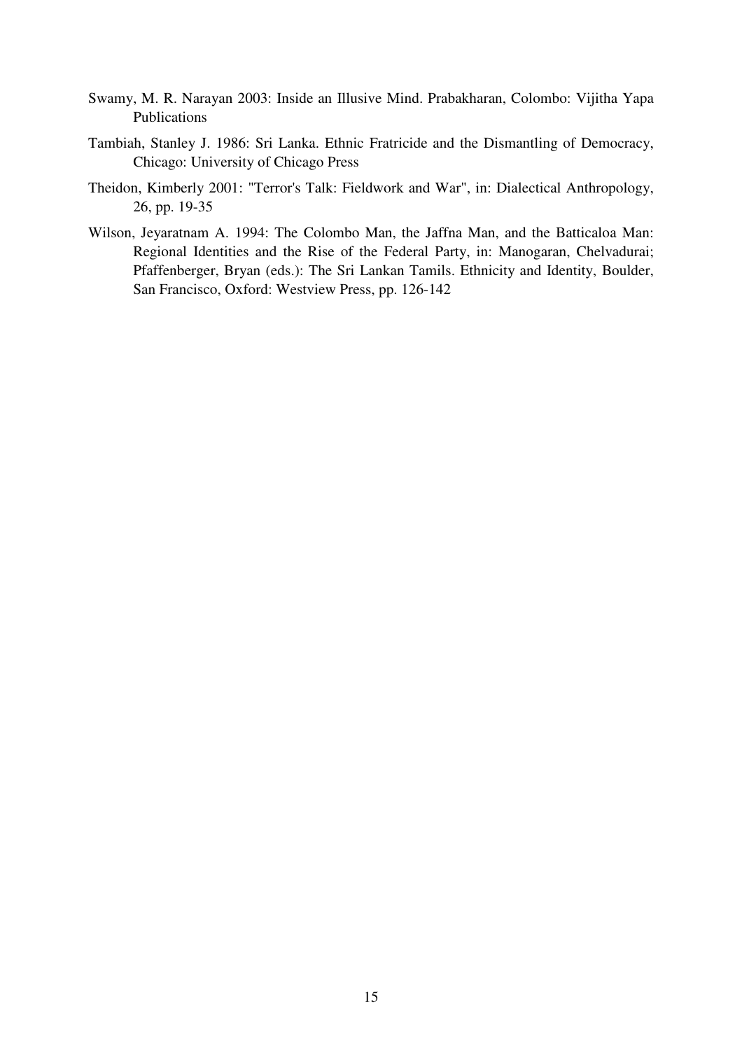Swamy, M. R. Narayan 2003: Inside an Illusive Mind. Prabakharan, Colombo: Vijitha Yapa Publications

Tambiah, Stanley J. 1986: Sri Lanka. Ethnic Fratricide and the Dismantling of Democracy, Chicago: University of Chicago Press

Theidon, Kimberly 2001: "Terror's Talk: Fieldwork and War", in: Dialectical Anthropology, 26, pp. 19-35

Wilson, Jeyaratnam A. 1994: The Colombo Man, the Jaffna Man, and the Batticaloa Man: Regional Identities and the Rise of the Federal Party, in: Manogaran, Chelvadurai; Pfaffenberger, Bryan (eds.): The Sri Lankan Tamils. Ethnicity and Identity, Boulder, San Francisco, Oxford: Westview Press, pp. 126-142